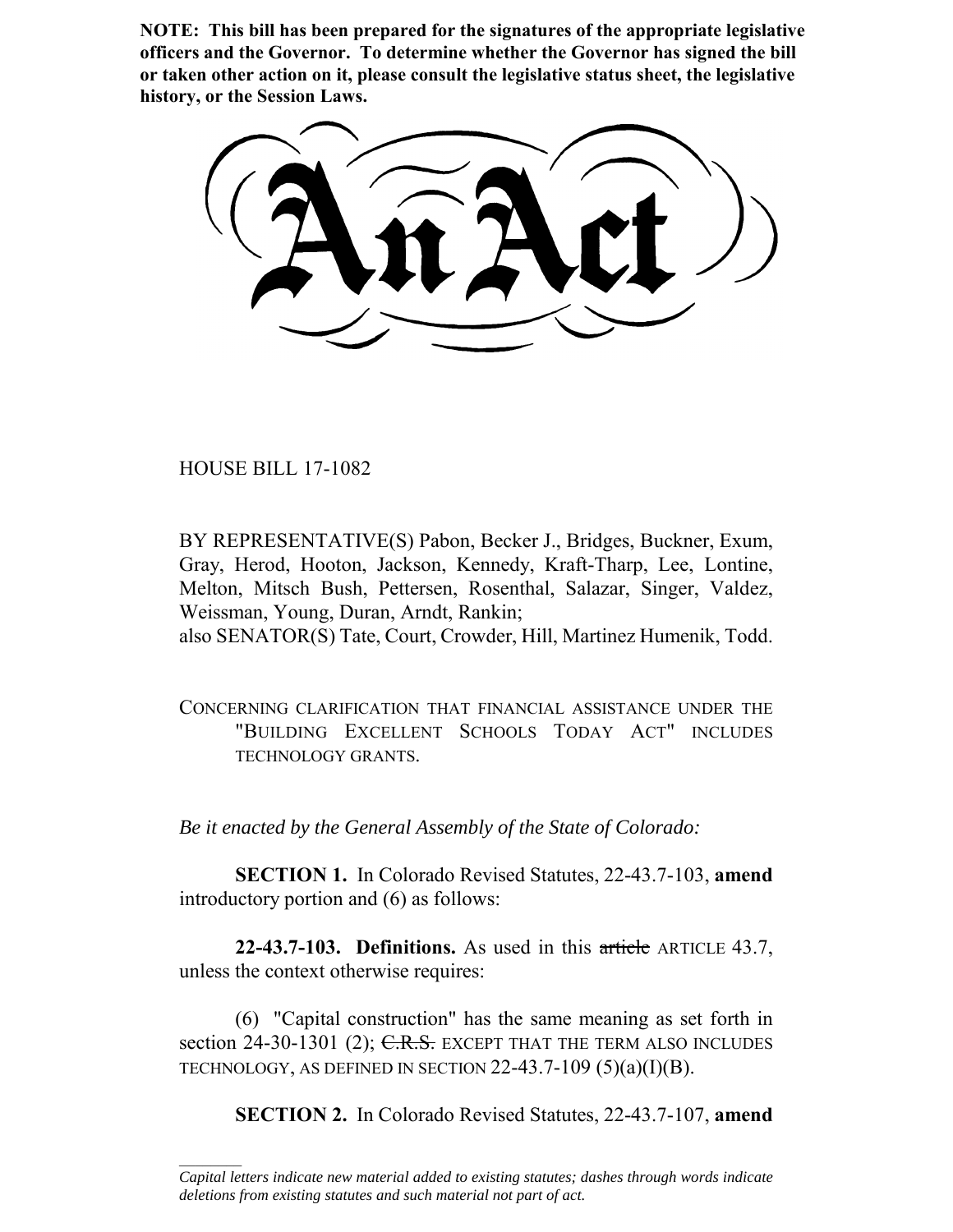**NOTE: This bill has been prepared for the signatures of the appropriate legislative officers and the Governor. To determine whether the Governor has signed the bill or taken other action on it, please consult the legislative status sheet, the legislative history, or the Session Laws.**

# An Act

HOUSE BILL 17-1082

BY REPRESENTATIVE(S) Pabon, Becker J., Bridges, Buckner, Exum, Gray, Herod, Hooton, Jackson, Kennedy, Kraft-Tharp, Lee, Lontine, Melton, Mitsch Bush, Pettersen, Rosenthal, Salazar, Singer, Valdez, Weissman, Young, Duran, Arndt, Rankin;
also SENATOR(S) Tate, Court, Crowder, Hill, Martinez Humenik, Todd.

CONCERNING CLARIFICATION THAT FINANCIAL ASSISTANCE UNDER THE "BUILDING EXCELLENT SCHOOLS TODAY ACT" INCLUDES TECHNOLOGY GRANTS.

*Be it enacted by the General Assembly of the State of Colorado:*

**SECTION 1.** In Colorado Revised Statutes, 22-43.7-103, **amend** introductory portion and (6) as follows:

**22-43.7-103. Definitions.** As used in this ~~article~~ ARTICLE 43.7, unless the context otherwise requires:

(6) "Capital construction" has the same meaning as set forth in section 24-30-1301 (2); ~~C.R.S.~~ EXCEPT THAT THE TERM ALSO INCLUDES TECHNOLOGY, AS DEFINED IN SECTION 22-43.7-109 (5)(a)(I)(B).

**SECTION 2.** In Colorado Revised Statutes, 22-43.7-107, **amend**

*Capital letters indicate new material added to existing statutes; dashes through words indicate deletions from existing statutes and such material not part of act.*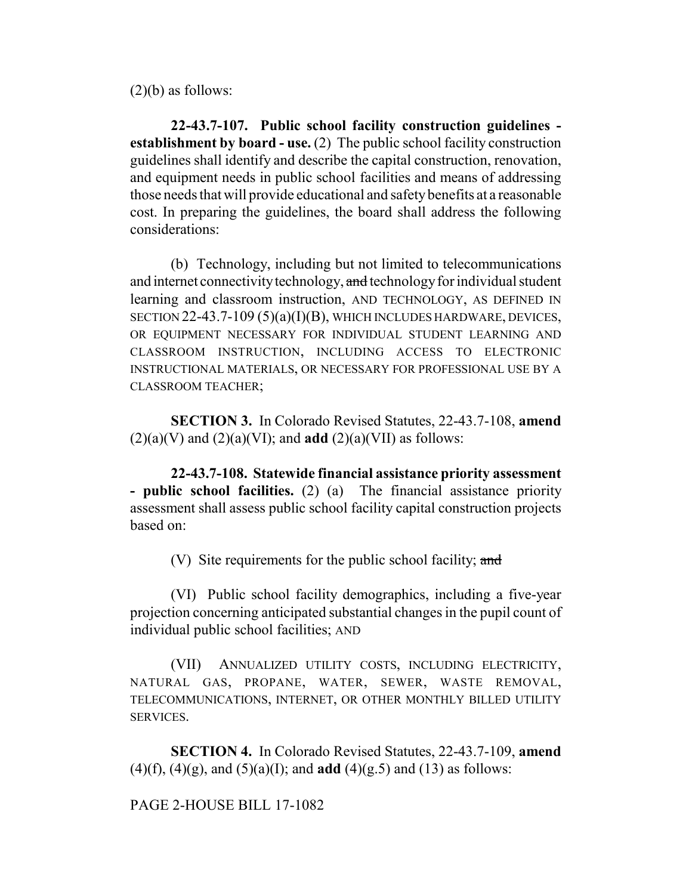(2)(b) as follows:

**22-43.7-107. Public school facility construction guidelines - establishment by board - use.** (2) The public school facility construction guidelines shall identify and describe the capital construction, renovation, and equipment needs in public school facilities and means of addressing those needs that will provide educational and safety benefits at a reasonable cost. In preparing the guidelines, the board shall address the following considerations:

(b) Technology, including but not limited to telecommunications and internet connectivity technology, ~~and~~ technology for individual student learning and classroom instruction, AND TECHNOLOGY, AS DEFINED IN SECTION 22-43.7-109 (5)(a)(I)(B), WHICH INCLUDES HARDWARE, DEVICES, OR EQUIPMENT NECESSARY FOR INDIVIDUAL STUDENT LEARNING AND CLASSROOM INSTRUCTION, INCLUDING ACCESS TO ELECTRONIC INSTRUCTIONAL MATERIALS, OR NECESSARY FOR PROFESSIONAL USE BY A CLASSROOM TEACHER;

**SECTION 3.** In Colorado Revised Statutes, 22-43.7-108, **amend** (2)(a)(V) and (2)(a)(VI); and **add** (2)(a)(VII) as follows:

**22-43.7-108. Statewide financial assistance priority assessment - public school facilities.** (2) (a) The financial assistance priority assessment shall assess public school facility capital construction projects based on:

(V) Site requirements for the public school facility; ~~and~~

(VI) Public school facility demographics, including a five-year projection concerning anticipated substantial changes in the pupil count of individual public school facilities; AND

(VII) ANNUALIZED UTILITY COSTS, INCLUDING ELECTRICITY, NATURAL GAS, PROPANE, WATER, SEWER, WASTE REMOVAL, TELECOMMUNICATIONS, INTERNET, OR OTHER MONTHLY BILLED UTILITY SERVICES.

**SECTION 4.** In Colorado Revised Statutes, 22-43.7-109, **amend** (4)(f), (4)(g), and (5)(a)(I); and **add** (4)(g.5) and (13) as follows: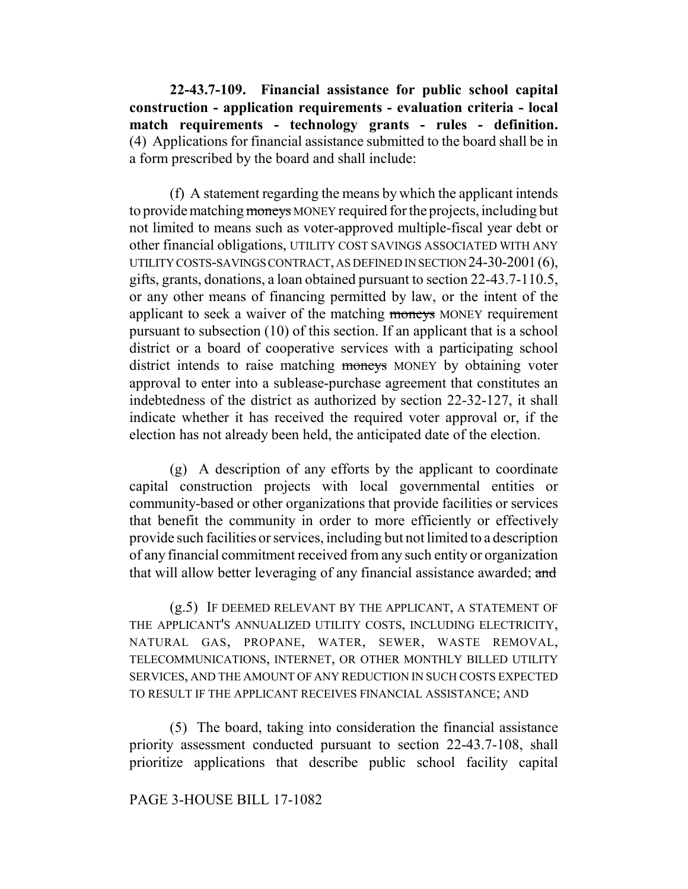**22-43.7-109. Financial assistance for public school capital construction - application requirements - evaluation criteria - local match requirements - technology grants - rules - definition.** (4) Applications for financial assistance submitted to the board shall be in a form prescribed by the board and shall include:

(f) A statement regarding the means by which the applicant intends to provide matching ~~moneys~~ MONEY required for the projects, including but not limited to means such as voter-approved multiple-fiscal year debt or other financial obligations, UTILITY COST SAVINGS ASSOCIATED WITH ANY UTILITY COSTS-SAVINGS CONTRACT, AS DEFINED IN SECTION 24-30-2001 (6), gifts, grants, donations, a loan obtained pursuant to section 22-43.7-110.5, or any other means of financing permitted by law, or the intent of the applicant to seek a waiver of the matching ~~moneys~~ MONEY requirement pursuant to subsection (10) of this section. If an applicant that is a school district or a board of cooperative services with a participating school district intends to raise matching ~~moneys~~ MONEY by obtaining voter approval to enter into a sublease-purchase agreement that constitutes an indebtedness of the district as authorized by section 22-32-127, it shall indicate whether it has received the required voter approval or, if the election has not already been held, the anticipated date of the election.

(g) A description of any efforts by the applicant to coordinate capital construction projects with local governmental entities or community-based or other organizations that provide facilities or services that benefit the community in order to more efficiently or effectively provide such facilities or services, including but not limited to a description of any financial commitment received from any such entity or organization that will allow better leveraging of any financial assistance awarded; ~~and~~

(g.5) IF DEEMED RELEVANT BY THE APPLICANT, A STATEMENT OF THE APPLICANT'S ANNUALIZED UTILITY COSTS, INCLUDING ELECTRICITY, NATURAL GAS, PROPANE, WATER, SEWER, WASTE REMOVAL, TELECOMMUNICATIONS, INTERNET, OR OTHER MONTHLY BILLED UTILITY SERVICES, AND THE AMOUNT OF ANY REDUCTION IN SUCH COSTS EXPECTED TO RESULT IF THE APPLICANT RECEIVES FINANCIAL ASSISTANCE; AND

(5) The board, taking into consideration the financial assistance priority assessment conducted pursuant to section 22-43.7-108, shall prioritize applications that describe public school facility capital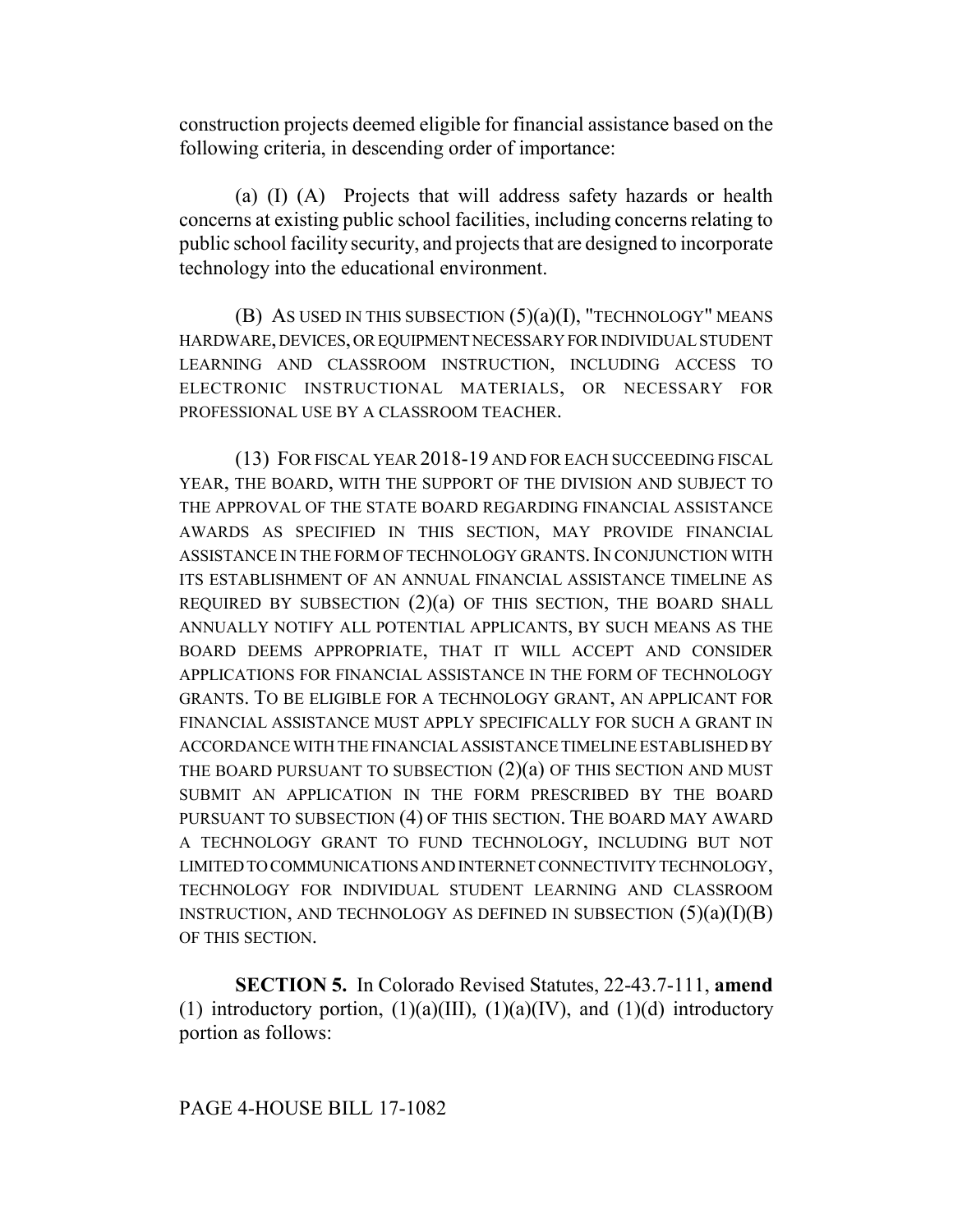construction projects deemed eligible for financial assistance based on the following criteria, in descending order of importance:

(a) (I) (A) Projects that will address safety hazards or health concerns at existing public school facilities, including concerns relating to public school facility security, and projects that are designed to incorporate technology into the educational environment.

(B) AS USED IN THIS SUBSECTION (5)(a)(I), "TECHNOLOGY" MEANS HARDWARE, DEVICES, OR EQUIPMENT NECESSARY FOR INDIVIDUAL STUDENT LEARNING AND CLASSROOM INSTRUCTION, INCLUDING ACCESS TO ELECTRONIC INSTRUCTIONAL MATERIALS, OR NECESSARY FOR PROFESSIONAL USE BY A CLASSROOM TEACHER.

(13) FOR FISCAL YEAR 2018-19 AND FOR EACH SUCCEEDING FISCAL YEAR, THE BOARD, WITH THE SUPPORT OF THE DIVISION AND SUBJECT TO THE APPROVAL OF THE STATE BOARD REGARDING FINANCIAL ASSISTANCE AWARDS AS SPECIFIED IN THIS SECTION, MAY PROVIDE FINANCIAL ASSISTANCE IN THE FORM OF TECHNOLOGY GRANTS. IN CONJUNCTION WITH ITS ESTABLISHMENT OF AN ANNUAL FINANCIAL ASSISTANCE TIMELINE AS REQUIRED BY SUBSECTION (2)(a) OF THIS SECTION, THE BOARD SHALL ANNUALLY NOTIFY ALL POTENTIAL APPLICANTS, BY SUCH MEANS AS THE BOARD DEEMS APPROPRIATE, THAT IT WILL ACCEPT AND CONSIDER APPLICATIONS FOR FINANCIAL ASSISTANCE IN THE FORM OF TECHNOLOGY GRANTS. TO BE ELIGIBLE FOR A TECHNOLOGY GRANT, AN APPLICANT FOR FINANCIAL ASSISTANCE MUST APPLY SPECIFICALLY FOR SUCH A GRANT IN ACCORDANCE WITH THE FINANCIAL ASSISTANCE TIMELINE ESTABLISHED BY THE BOARD PURSUANT TO SUBSECTION (2)(a) OF THIS SECTION AND MUST SUBMIT AN APPLICATION IN THE FORM PRESCRIBED BY THE BOARD PURSUANT TO SUBSECTION (4) OF THIS SECTION. THE BOARD MAY AWARD A TECHNOLOGY GRANT TO FUND TECHNOLOGY, INCLUDING BUT NOT LIMITED TO COMMUNICATIONS AND INTERNET CONNECTIVITY TECHNOLOGY, TECHNOLOGY FOR INDIVIDUAL STUDENT LEARNING AND CLASSROOM INSTRUCTION, AND TECHNOLOGY AS DEFINED IN SUBSECTION (5)(a)(I)(B) OF THIS SECTION.

**SECTION 5.** In Colorado Revised Statutes, 22-43.7-111, **amend** (1) introductory portion, (1)(a)(III), (1)(a)(IV), and (1)(d) introductory portion as follows: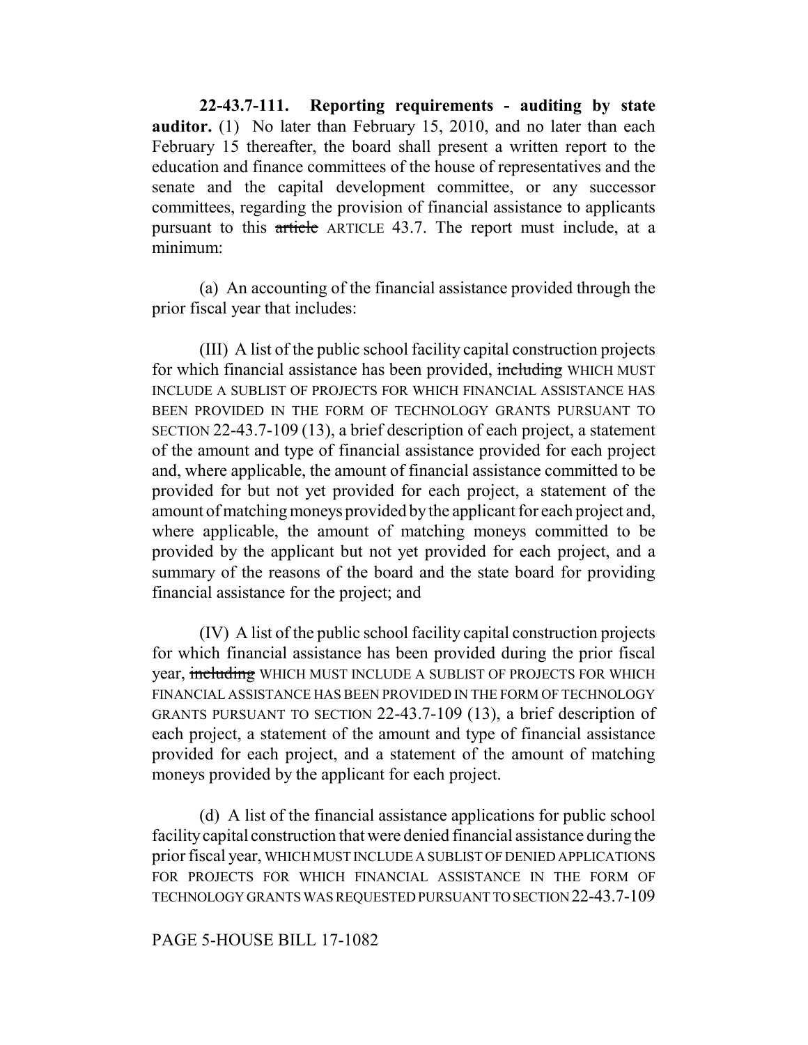**22-43.7-111. Reporting requirements - auditing by state auditor.** (1) No later than February 15, 2010, and no later than each February 15 thereafter, the board shall present a written report to the education and finance committees of the house of representatives and the senate and the capital development committee, or any successor committees, regarding the provision of financial assistance to applicants pursuant to this ~~article~~ ARTICLE 43.7. The report must include, at a minimum:

(a) An accounting of the financial assistance provided through the prior fiscal year that includes:

(III) A list of the public school facility capital construction projects for which financial assistance has been provided, ~~including~~ WHICH MUST INCLUDE A SUBLIST OF PROJECTS FOR WHICH FINANCIAL ASSISTANCE HAS BEEN PROVIDED IN THE FORM OF TECHNOLOGY GRANTS PURSUANT TO SECTION 22-43.7-109 (13), a brief description of each project, a statement of the amount and type of financial assistance provided for each project and, where applicable, the amount of financial assistance committed to be provided for but not yet provided for each project, a statement of the amount of matching moneys provided by the applicant for each project and, where applicable, the amount of matching moneys committed to be provided by the applicant but not yet provided for each project, and a summary of the reasons of the board and the state board for providing financial assistance for the project; and

(IV) A list of the public school facility capital construction projects for which financial assistance has been provided during the prior fiscal year, ~~including~~ WHICH MUST INCLUDE A SUBLIST OF PROJECTS FOR WHICH FINANCIAL ASSISTANCE HAS BEEN PROVIDED IN THE FORM OF TECHNOLOGY GRANTS PURSUANT TO SECTION 22-43.7-109 (13), a brief description of each project, a statement of the amount and type of financial assistance provided for each project, and a statement of the amount of matching moneys provided by the applicant for each project.

(d) A list of the financial assistance applications for public school facility capital construction that were denied financial assistance during the prior fiscal year, WHICH MUST INCLUDE A SUBLIST OF DENIED APPLICATIONS FOR PROJECTS FOR WHICH FINANCIAL ASSISTANCE IN THE FORM OF TECHNOLOGY GRANTS WAS REQUESTED PURSUANT TO SECTION 22-43.7-109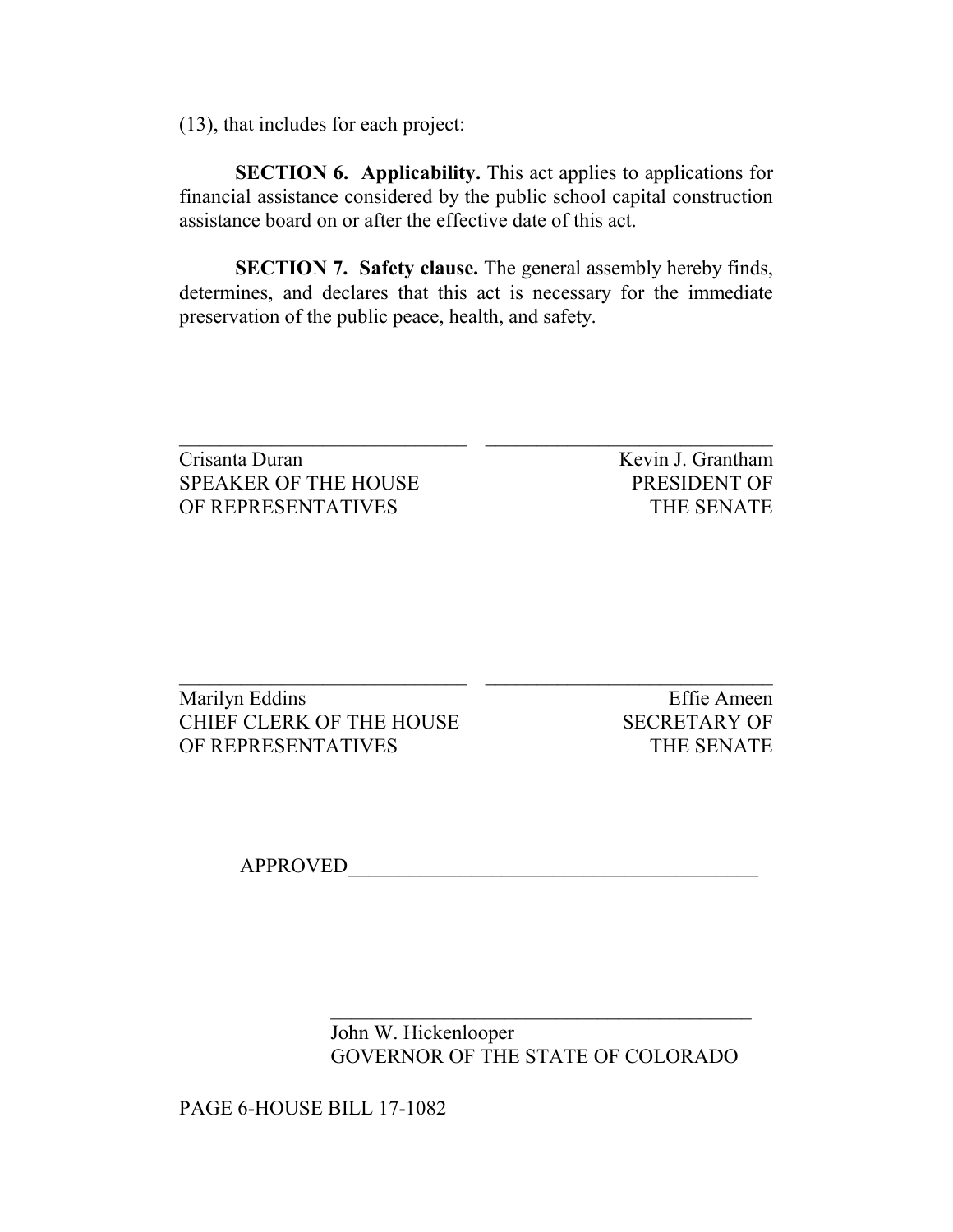(13), that includes for each project:

**SECTION 6. Applicability.** This act applies to applications for financial assistance considered by the public school capital construction assistance board on or after the effective date of this act.

**SECTION 7. Safety clause.** The general assembly hereby finds, determines, and declares that this act is necessary for the immediate preservation of the public peace, health, and safety.

| | |
|---|---|
| Crisanta Duran<br>SPEAKER OF THE HOUSE<br>OF REPRESENTATIVES | Kevin J. Grantham<br>PRESIDENT OF<br>THE SENATE |
| Marilyn Eddins<br>CHIEF CLERK OF THE HOUSE<br>OF REPRESENTATIVES | Effie Ameen<br>SECRETARY OF<br>THE SENATE |

APPROVED________________________________________

John W. Hickenlooper
GOVERNOR OF THE STATE OF COLORADO

PAGE 6-HOUSE BILL 17-1082